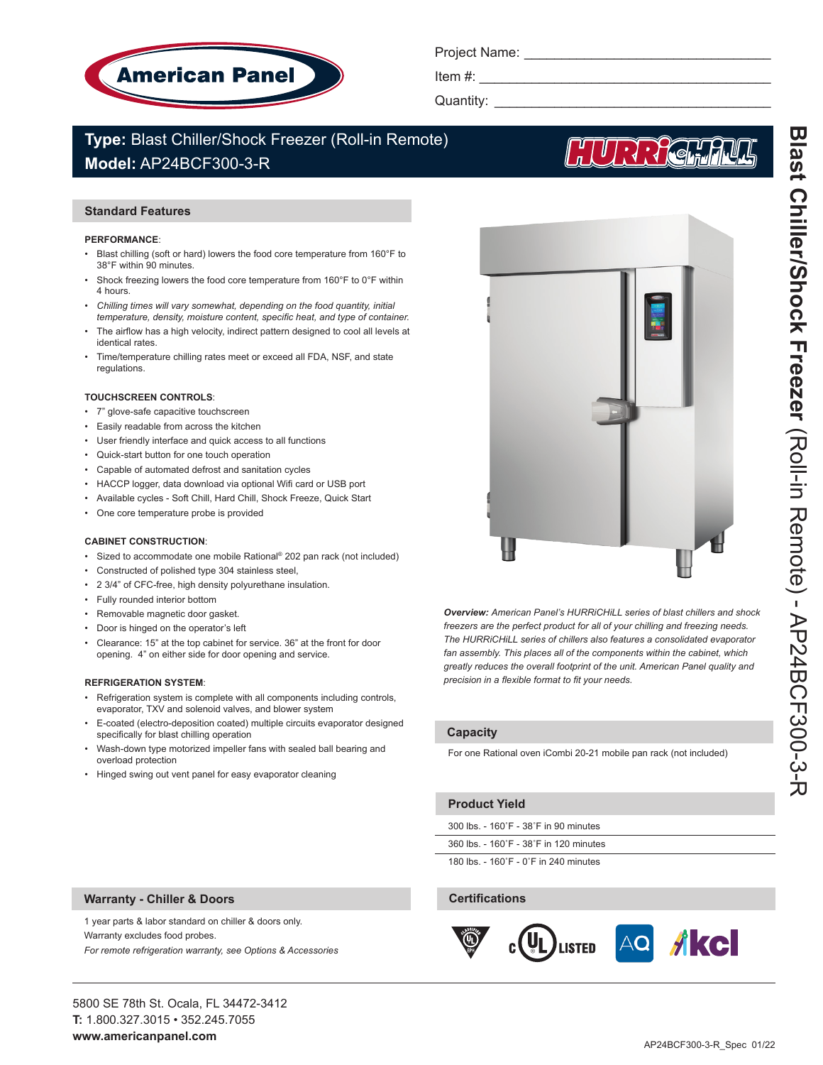American Panel

Project Name: ______________________________

Item #: ______________________________

Quantity: ______________________________

# Type: Blast Chiller/Shock Freezer (Roll-in Remote)
# Model: AP24BCF300-3-R

HURRiCHiLL

## Standard Features

**PERFORMANCE**:

- Blast chilling (soft or hard) lowers the food core temperature from 160°F to 38°F within 90 minutes.
- Shock freezing lowers the food core temperature from 160°F to 0°F within 4 hours.
- *Chilling times will vary somewhat, depending on the food quantity, initial temperature, density, moisture content, specific heat, and type of container.*
- The airflow has a high velocity, indirect pattern designed to cool all levels at identical rates.
- Time/temperature chilling rates meet or exceed all FDA, NSF, and state regulations.

**TOUCHSCREEN CONTROLS**:

- 7" glove-safe capacitive touchscreen
- Easily readable from across the kitchen
- User friendly interface and quick access to all functions
- Quick-start button for one touch operation
- Capable of automated defrost and sanitation cycles
- HACCP logger, data download via optional Wifi card or USB port
- Available cycles - Soft Chill, Hard Chill, Shock Freeze, Quick Start
- One core temperature probe is provided

**CABINET CONSTRUCTION**:

- Sized to accommodate one mobile Rational® 202 pan rack (not included)
- Constructed of polished type 304 stainless steel,
- 2 3/4" of CFC-free, high density polyurethane insulation.
- Fully rounded interior bottom
- Removable magnetic door gasket.
- Door is hinged on the operator's left
- Clearance: 15" at the top cabinet for service. 36" at the front for door opening. 4" on either side for door opening and service.

**REFRIGERATION SYSTEM**:

- Refrigeration system is complete with all components including controls, evaporator, TXV and solenoid valves, and blower system
- E-coated (electro-deposition coated) multiple circuits evaporator designed specifically for blast chilling operation
- Wash-down type motorized impeller fans with sealed ball bearing and overload protection
- Hinged swing out vent panel for easy evaporator cleaning

***Overview:*** *American Panel's HURRiCHiLL series of blast chillers and shock freezers are the perfect product for all of your chilling and freezing needs. The HURRiCHiLL series of chillers also features a consolidated evaporator fan assembly. This places all of the components within the cabinet, which greatly reduces the overall footprint of the unit. American Panel quality and precision in a flexible format to fit your needs.*

## Capacity

For one Rational oven iCombi 20-21 mobile pan rack (not included)

## Product Yield

300 lbs. - 160˚F - 38˚F in 90 minutes

360 lbs. - 160˚F - 38˚F in 120 minutes

180 lbs. - 160˚F - 0˚F in 240 minutes

## Warranty - Chiller & Doors

1 year parts & labor standard on chiller & doors only.
Warranty excludes food probes.
*For remote refrigeration warranty, see Options & Accessories*

## Certifications

cULus LISTED, AQ, kcl

5800 SE 78th St. Ocala, FL 34472-3412
**T:** 1.800.327.3015 • 352.245.7055
**www.americanpanel.com**

AP24BCF300-3-R_Spec 01/22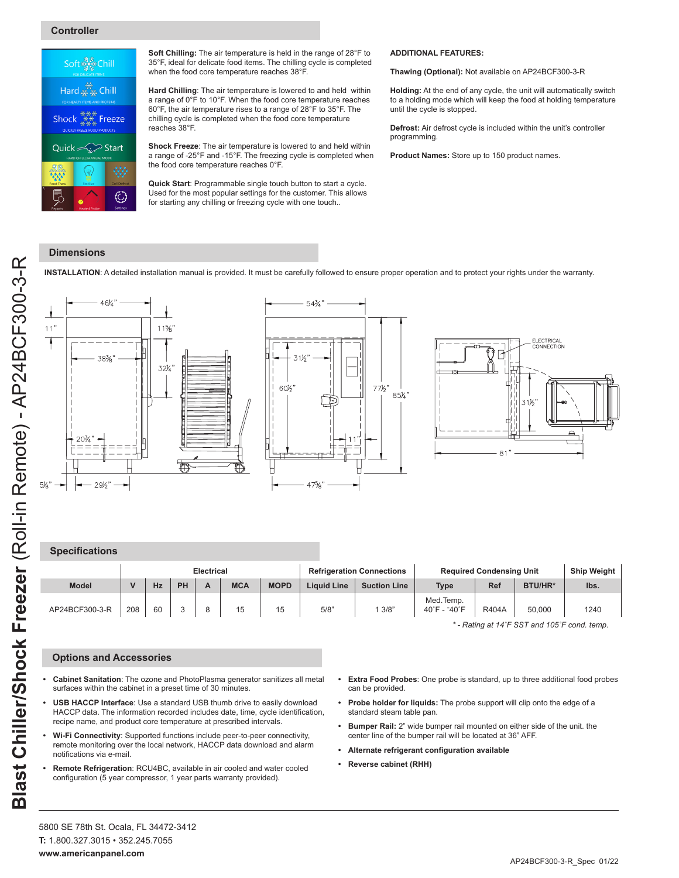## Controller

**Soft Chilling:** The air temperature is held in the range of 28°F to 35°F, ideal for delicate food items. The chilling cycle is completed when the food core temperature reaches 38°F.

**Hard Chilling**: The air temperature is lowered to and held within a range of 0°F to 10°F. When the food core temperature reaches 60°F, the air temperature rises to a range of 28°F to 35°F. The chilling cycle is completed when the food core temperature reaches 38°F.

**Shock Freeze**: The air temperature is lowered to and held within a range of -25°F and -15°F. The freezing cycle is completed when the food core temperature reaches 0°F.

**Quick Start**: Programmable single touch button to start a cycle. Used for the most popular settings for the customer. This allows for starting any chilling or freezing cycle with one touch..

**ADDITIONAL FEATURES:**

**Thawing (Optional):** Not available on AP24BCF300-3-R

**Holding:** At the end of any cycle, the unit will automatically switch to a holding mode which will keep the food at holding temperature until the cycle is stopped.

**Defrost:** Air defrost cycle is included within the unit's controller programming.

**Product Names:** Store up to 150 product names.

## Dimensions

**INSTALLATION**: A detailed installation manual is provided. It must be carefully followed to ensure proper operation and to protect your rights under the warranty.

46¼"
11"
11⅝"
38⅜"
32¼"
20¾"
5⅜"
29½"
54¾"
31½"
60½"
77½"
85¼"
11"
47⅝"
ELECTRICAL CONNECTION
31½"
81"

## Specifications

| Model | Electrical | | | | | | Refrigeration Connections | | Required Condensing Unit | | | Ship Weight |
|---|---|---|---|---|---|---|---|---|---|---|---|---|
| | V | Hz | PH | A | MCA | MOPD | Liquid Line | Suction Line | Type | Ref | BTU/HR* | lbs. |
| AP24BCF300-3-R | 208 | 60 | 3 | 8 | 15 | 15 | 5/8" | 1 3/8" | Med.Temp. 40˚F - -40˚F | R404A | 50,000 | 1240 |

*\* - Rating at 14˚F SST and 105˚F cond. temp.*

## Options and Accessories

- **Cabinet Sanitation**: The ozone and PhotoPlasma generator sanitizes all metal surfaces within the cabinet in a preset time of 30 minutes.
- **USB HACCP Interface**: Use a standard USB thumb drive to easily download HACCP data. The information recorded includes date, time, cycle identification, recipe name, and product core temperature at prescribed intervals.
- **Wi-Fi Connectivity**: Supported functions include peer-to-peer connectivity, remote monitoring over the local network, HACCP data download and alarm notifications via e-mail.
- **Remote Refrigeration**: RCU4BC, available in air cooled and water cooled configuration (5 year compressor, 1 year parts warranty provided).
- **Extra Food Probes**: One probe is standard, up to three additional food probes can be provided.
- **Probe holder for liquids:** The probe support will clip onto the edge of a standard steam table pan.
- **Bumper Rail:** 2" wide bumper rail mounted on either side of the unit. the center line of the bumper rail will be located at 36" AFF.
- **Alternate refrigerant configuration available**
- **Reverse cabinet (RHH)**

5800 SE 78th St. Ocala, FL 34472-3412
**T:** 1.800.327.3015 • 352.245.7055
**www.americanpanel.com**

AP24BCF300-3-R_Spec 01/22